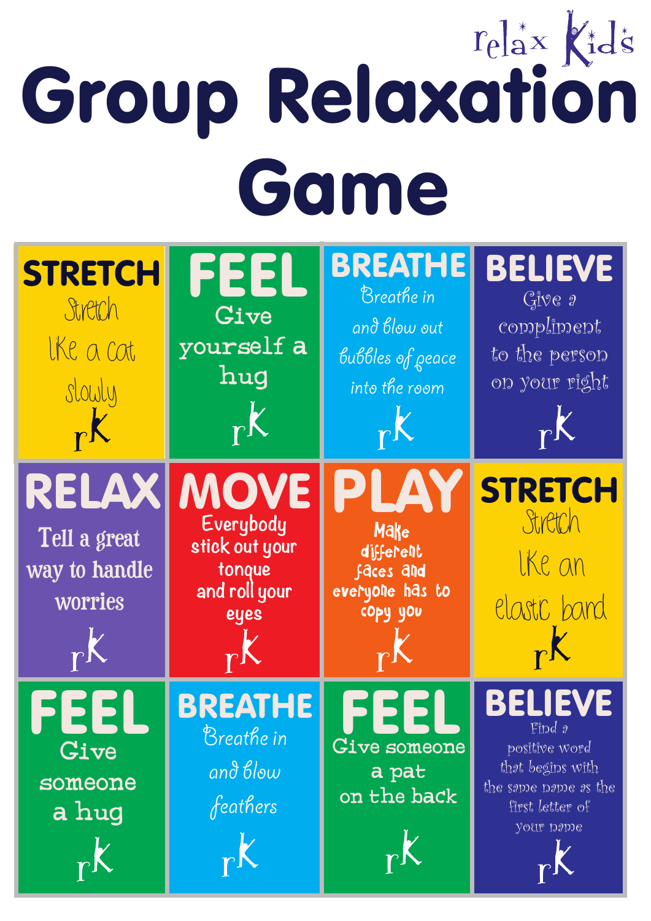relax Kids

# Group Relaxation Game

| | | | |
|---|---|---|---|
| **STRETCH** Stretch like a cat slowly rK | **FEEL** Give yourself a hug rK | **BREATHE** Breathe in and blow out bubbles of peace into the room rK | **BELIEVE** Give a compliment to the person on your right rK |
| **RELAX** Tell a great way to handle worries rK | **MOVE** Everybody stick out your tongue and roll your eyes rK | **PLAY** Make different faces and everyone has to copy you rK | **STRETCH** Stretch like an elastic band rK |
| **FEEL** Give someone a hug rK | **BREATHE** Breathe in and blow feathers rK | **FEEL** Give someone a pat on the back rK | **BELIEVE** Find a positive word that begins with the same name as the first letter of your name rK |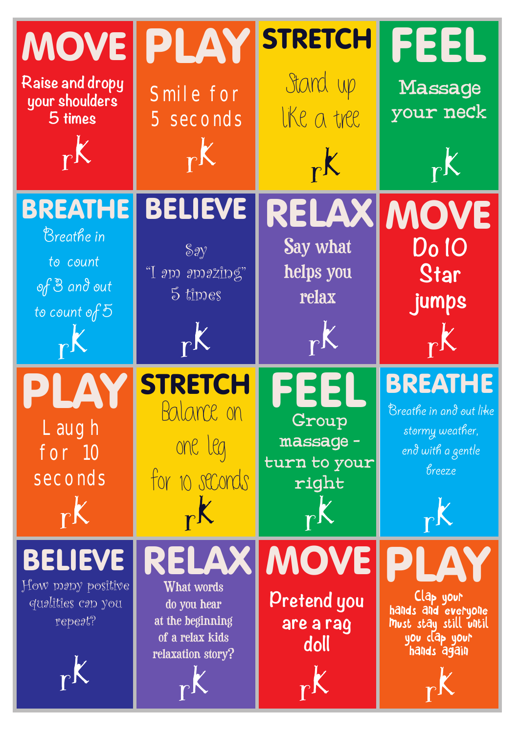## MOVE

Raise and dropy your shoulders 5 times

rk

## PLAY

Smile for 5 seconds

rk

## STRETCH

Stand up like a tree

rk

## FEEL

Massage your neck

rk

## BREATHE

Breathe in to count of 3 and out to count of 5

rk

## BELIEVE

Say "I am amazing" 5 times

rk

## RELAX

Say what helps you relax

rk

## MOVE

Do 10 Star jumps

rk

## PLAY

Laugh for 10 seconds

rk

## STRETCH

Balance on one leg for 10 seconds

rk

## FEEL

Group massage - turn to your right

rk

## BREATHE

Breathe in and out like stormy weather, end with a gentle breeze

rk

## BELIEVE

How many positive qualities can you repeat?

rk

## RELAX

What words do you hear at the beginning of a relax kids relaxation story?

rk

## MOVE

Pretend you are a rag doll

rk

## PLAY

Clap your hands and everyone must stay still until you clap your hands again

rk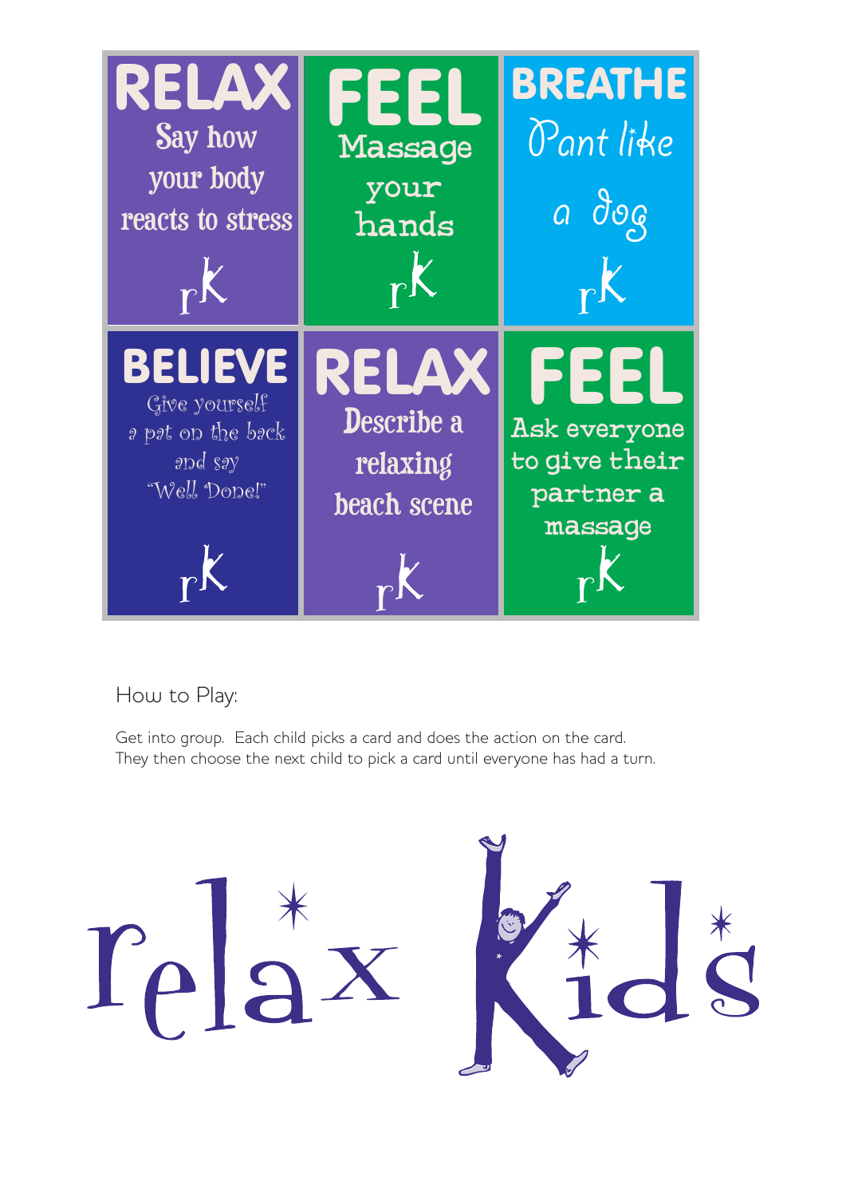**RELAX**
Say how your body reacts to stress
rK

**FEEL**
Massage your hands
rK

**BREATHE**
Pant like a dog
rK

**BELIEVE**
Give yourself a pat on the back and say "Well Done!"
rK

**RELAX**
Describe a relaxing beach scene
rK

**FEEL**
Ask everyone to give their partner a massage
rK

How to Play:

Get into group. Each child picks a card and does the action on the card. They then choose the next child to pick a card until everyone has had a turn.

relax Kids